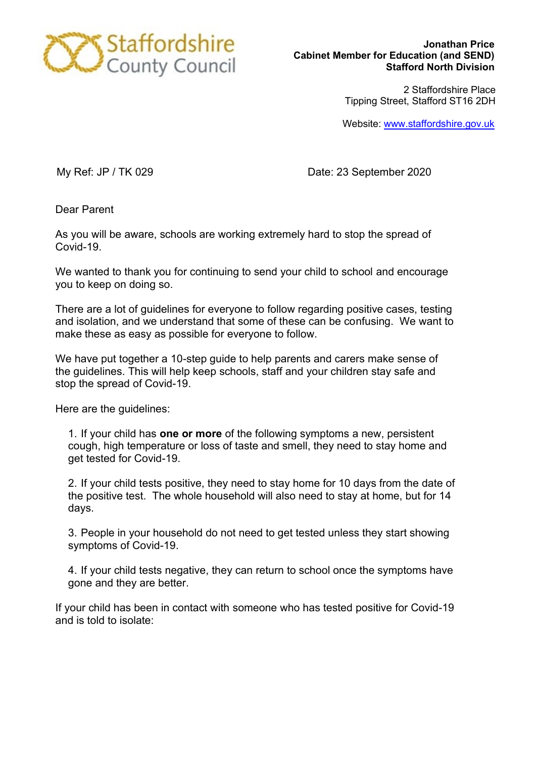Staffordshire County Council

**Jonathan Price**
**Cabinet Member for Education (and SEND)**
**Stafford North Division**

2 Staffordshire Place
Tipping Street, Stafford ST16 2DH

Website: www.staffordshire.gov.uk

My Ref: JP / TK 029

Date: 23 September 2020

Dear Parent

As you will be aware, schools are working extremely hard to stop the spread of Covid-19.

We wanted to thank you for continuing to send your child to school and encourage you to keep on doing so.

There are a lot of guidelines for everyone to follow regarding positive cases, testing and isolation, and we understand that some of these can be confusing. We want to make these as easy as possible for everyone to follow.

We have put together a 10-step guide to help parents and carers make sense of the guidelines. This will help keep schools, staff and your children stay safe and stop the spread of Covid-19.

Here are the guidelines:

1. If your child has **one or more** of the following symptoms a new, persistent cough, high temperature or loss of taste and smell, they need to stay home and get tested for Covid-19.

2. If your child tests positive, they need to stay home for 10 days from the date of the positive test. The whole household will also need to stay at home, but for 14 days.

3. People in your household do not need to get tested unless they start showing symptoms of Covid-19.

4. If your child tests negative, they can return to school once the symptoms have gone and they are better.

If your child has been in contact with someone who has tested positive for Covid-19 and is told to isolate: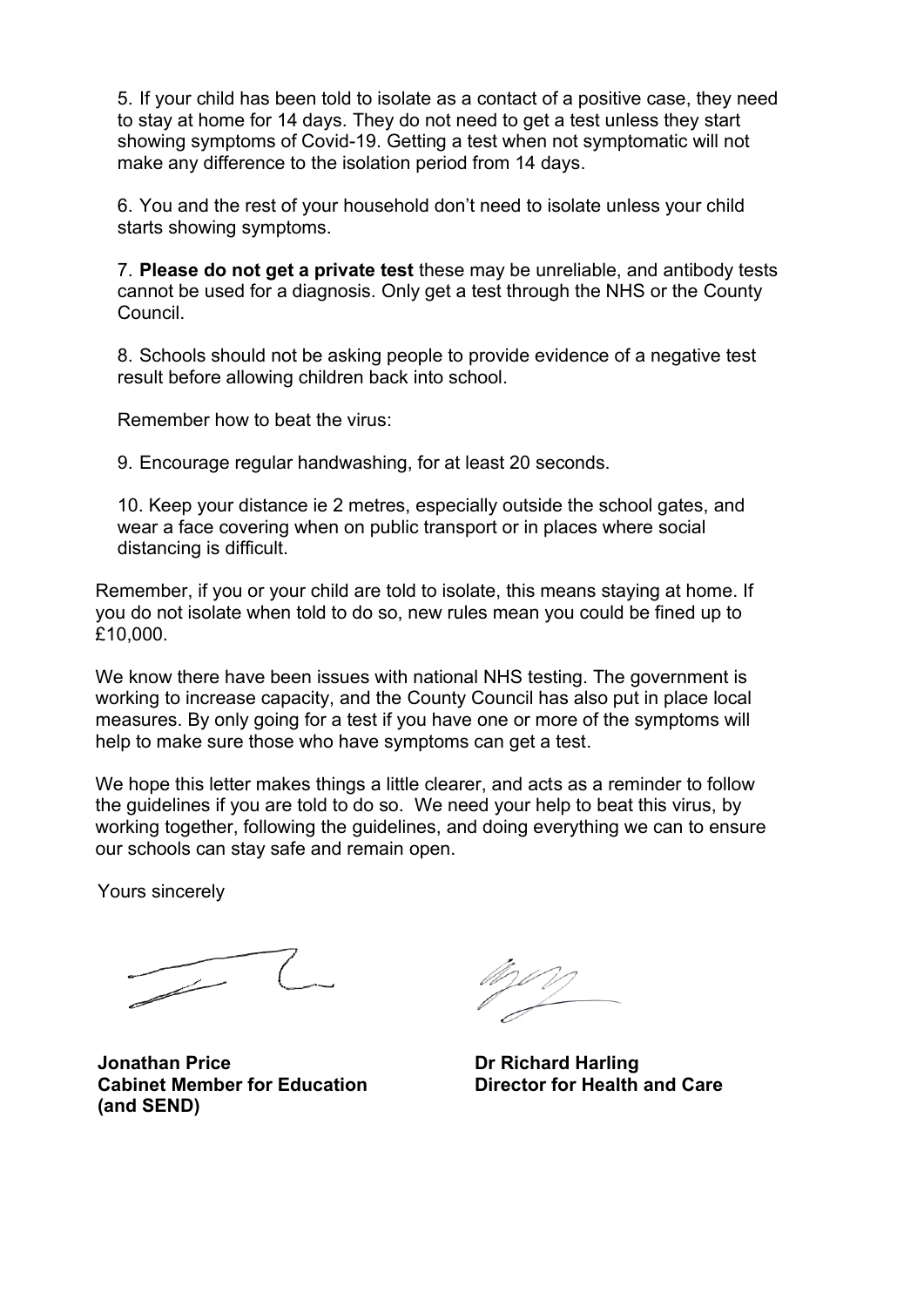5. If your child has been told to isolate as a contact of a positive case, they need to stay at home for 14 days. They do not need to get a test unless they start showing symptoms of Covid-19. Getting a test when not symptomatic will not make any difference to the isolation period from 14 days.

6. You and the rest of your household don't need to isolate unless your child starts showing symptoms.

7. **Please do not get a private test** these may be unreliable, and antibody tests cannot be used for a diagnosis. Only get a test through the NHS or the County Council.

8. Schools should not be asking people to provide evidence of a negative test result before allowing children back into school.

Remember how to beat the virus:

9. Encourage regular handwashing, for at least 20 seconds.

10. Keep your distance ie 2 metres, especially outside the school gates, and wear a face covering when on public transport or in places where social distancing is difficult.

Remember, if you or your child are told to isolate, this means staying at home. If you do not isolate when told to do so, new rules mean you could be fined up to £10,000.

We know there have been issues with national NHS testing. The government is working to increase capacity, and the County Council has also put in place local measures. By only going for a test if you have one or more of the symptoms will help to make sure those who have symptoms can get a test.

We hope this letter makes things a little clearer, and acts as a reminder to follow the guidelines if you are told to do so. We need your help to beat this virus, by working together, following the guidelines, and doing everything we can to ensure our schools can stay safe and remain open.

Yours sincerely

**Jonathan Price**
**Cabinet Member for Education (and SEND)**

**Dr Richard Harling**
**Director for Health and Care**